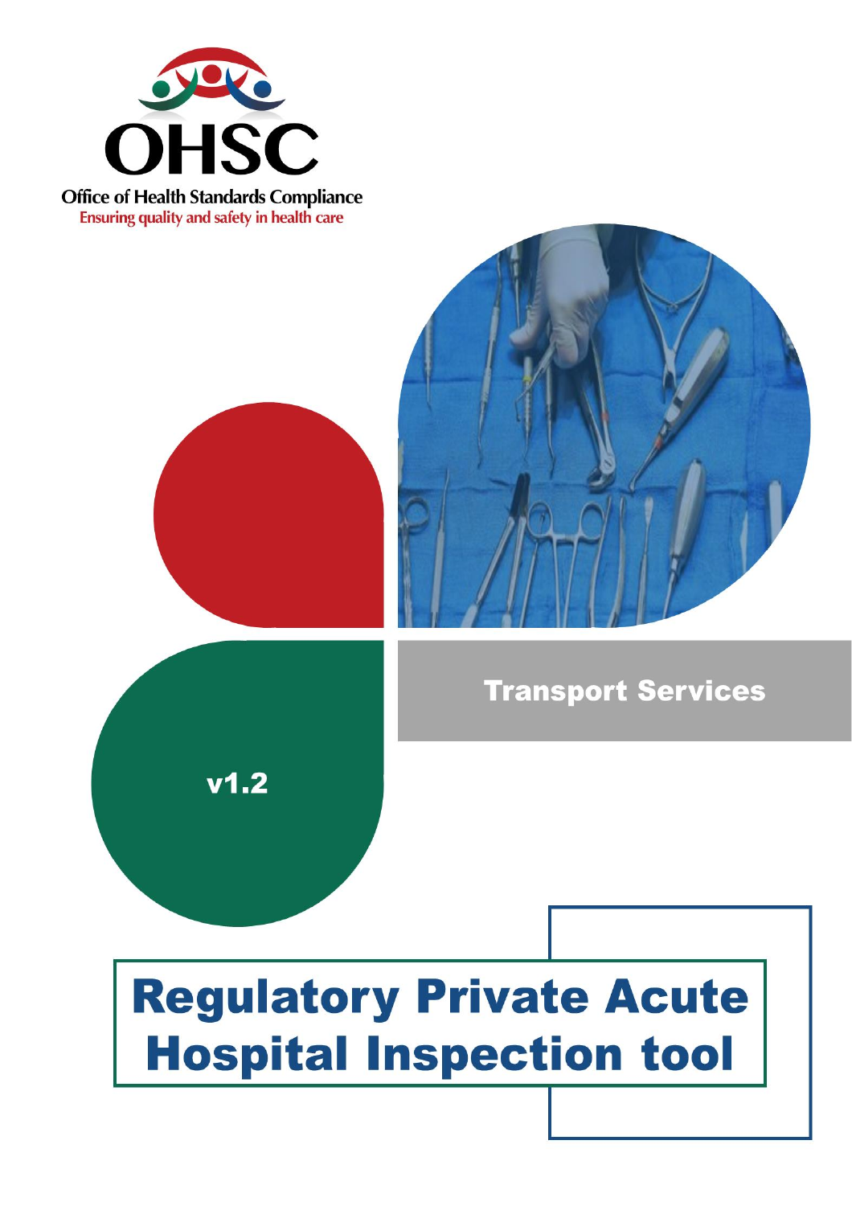**OHSC**

**Office of Health Standards Compliance**

Ensuring quality and safety in health care

## Transport Services

**v1.2**

# Regulatory Private Acute Hospital Inspection tool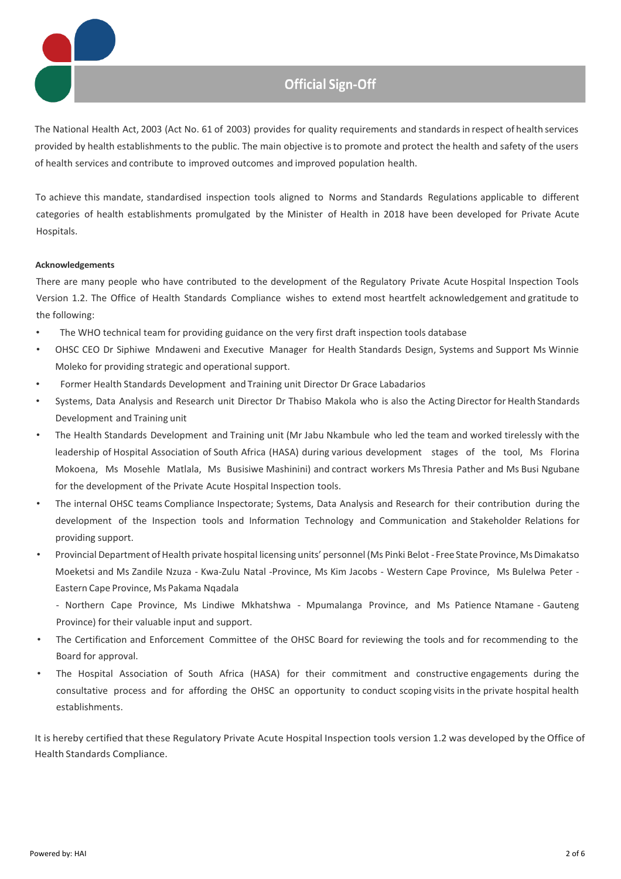# Official Sign-Off

The National Health Act, 2003 (Act No. 61 of 2003) provides for quality requirements and standards in respect of health services provided by health establishments to the public. The main objective is to promote and protect the health and safety of the users of health services and contribute to improved outcomes and improved population health.

To achieve this mandate, standardised inspection tools aligned to Norms and Standards Regulations applicable to different categories of health establishments promulgated by the Minister of Health in 2018 have been developed for Private Acute Hospitals.

**Acknowledgements**

There are many people who have contributed to the development of the Regulatory Private Acute Hospital Inspection Tools Version 1.2. The Office of Health Standards Compliance wishes to extend most heartfelt acknowledgement and gratitude to the following:

- The WHO technical team for providing guidance on the very first draft inspection tools database
- OHSC CEO Dr Siphiwe Mndaweni and Executive Manager for Health Standards Design, Systems and Support Ms Winnie Moleko for providing strategic and operational support.
- Former Health Standards Development and Training unit Director Dr Grace Labadarios
- Systems, Data Analysis and Research unit Director Dr Thabiso Makola who is also the Acting Director for Health Standards Development and Training unit
- The Health Standards Development and Training unit (Mr Jabu Nkambule who led the team and worked tirelessly with the leadership of Hospital Association of South Africa (HASA) during various development stages of the tool, Ms Florina Mokoena, Ms Mosehle Matlala, Ms Busisiwe Mashinini) and contract workers Ms Thresia Pather and Ms Busi Ngubane for the development of the Private Acute Hospital Inspection tools.
- The internal OHSC teams Compliance Inspectorate; Systems, Data Analysis and Research for their contribution during the development of the Inspection tools and Information Technology and Communication and Stakeholder Relations for providing support.
- Provincial Department of Health private hospital licensing units' personnel (Ms Pinki Belot - Free State Province, Ms Dimakatso Moeketsi and Ms Zandile Nzuza - Kwa-Zulu Natal -Province, Ms Kim Jacobs - Western Cape Province, Ms Bulelwa Peter - Eastern Cape Province, Ms Pakama Nqadala - Northern Cape Province, Ms Lindiwe Mkhatshwa - Mpumalanga Province, and Ms Patience Ntamane - Gauteng Province) for their valuable input and support.
- The Certification and Enforcement Committee of the OHSC Board for reviewing the tools and for recommending to the Board for approval.
- The Hospital Association of South Africa (HASA) for their commitment and constructive engagements during the consultative process and for affording the OHSC an opportunity to conduct scoping visits in the private hospital health establishments.

It is hereby certified that these Regulatory Private Acute Hospital Inspection tools version 1.2 was developed by the Office of Health Standards Compliance.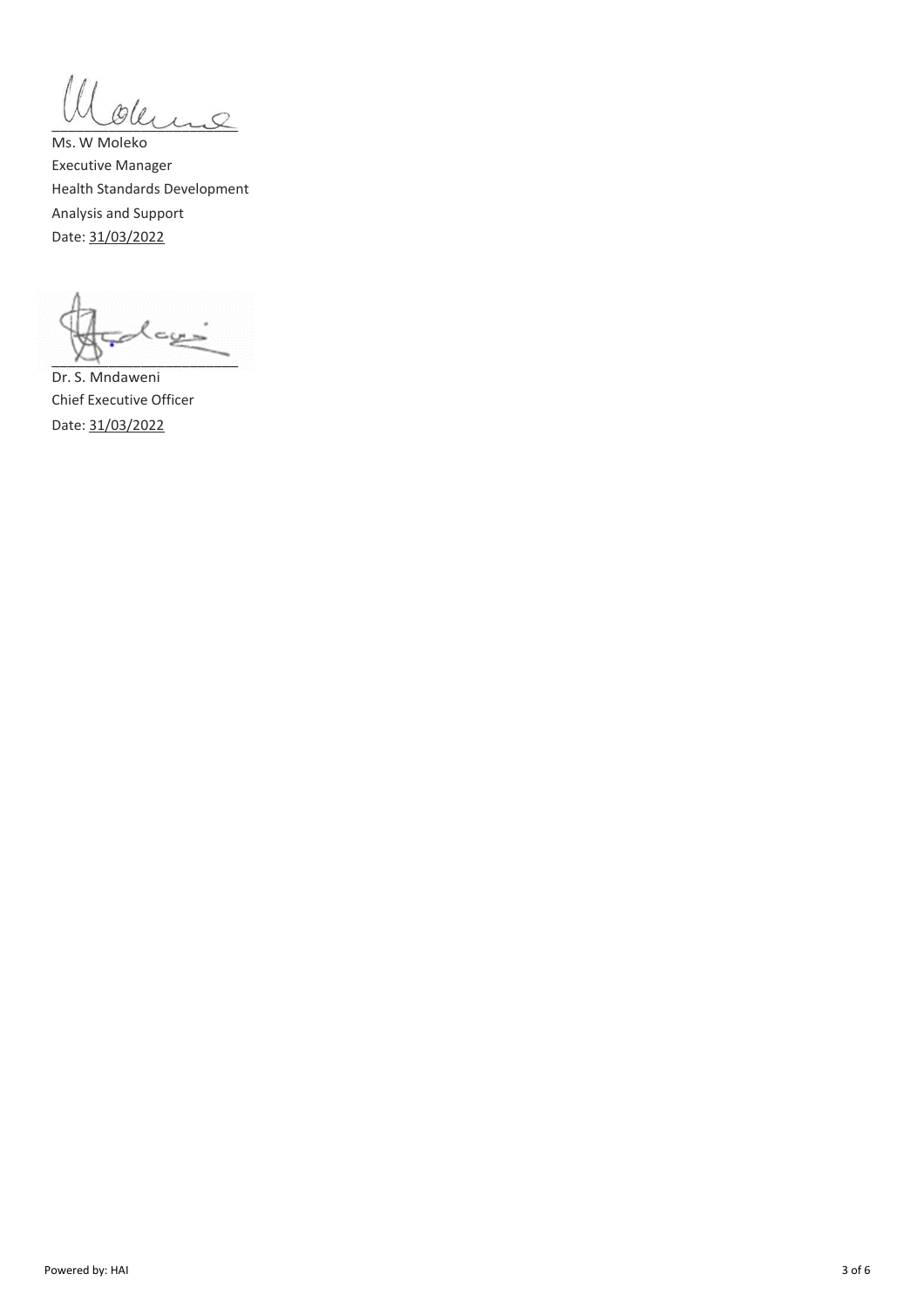\_\_\_\_\_\_\_\_\_\_\_\_\_\_\_\_\_\_\_\_\_\_\_\_

Ms. W Moleko
Executive Manager
Health Standards Development
Analysis and Support
Date: 31/03/2022

\_\_\_\_\_\_\_\_\_\_\_\_\_\_\_\_\_\_\_\_\_\_\_\_

Dr. S. Mndaweni
Chief Executive Officer
Date: 31/03/2022

Powered by: HAI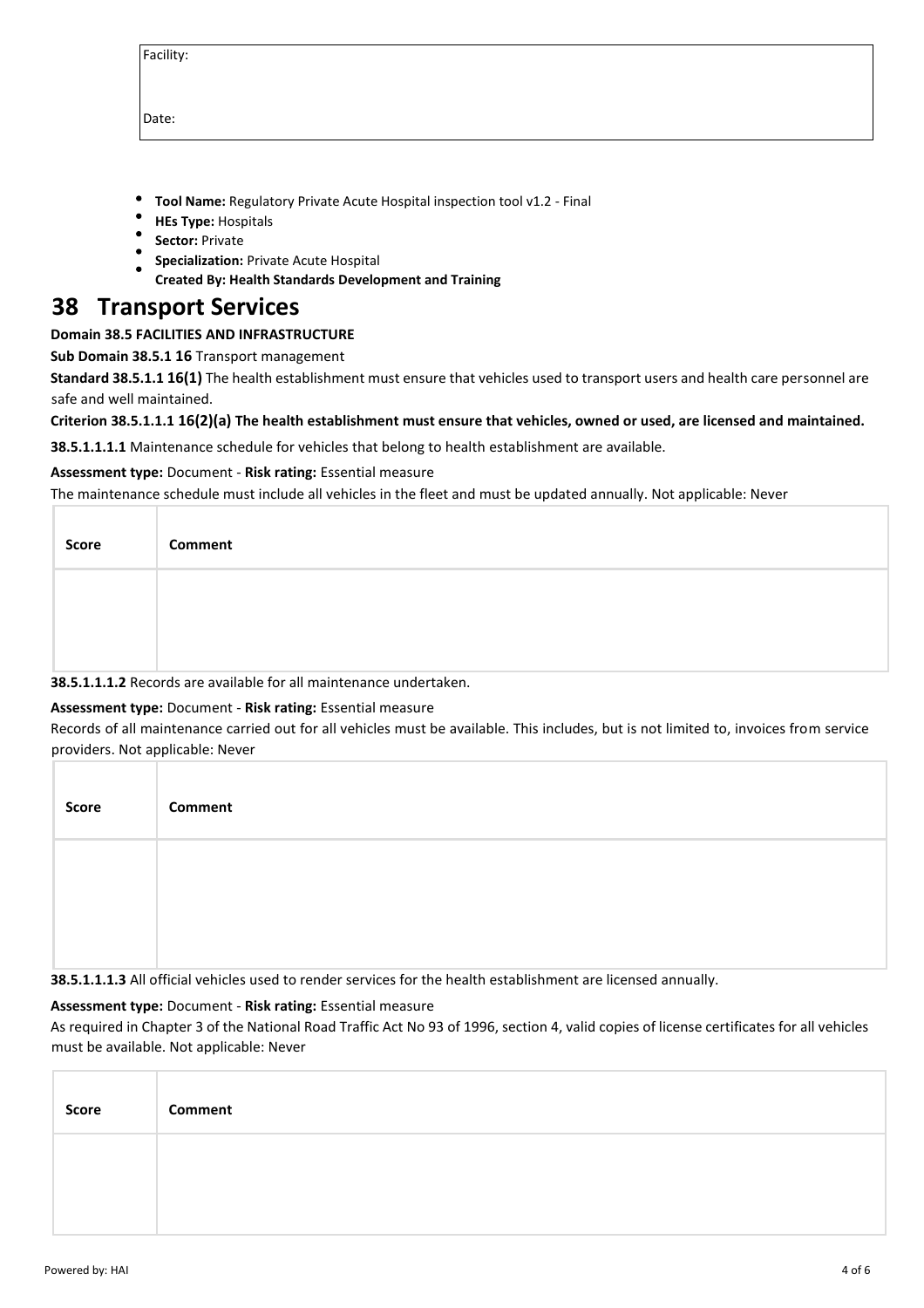| Facility: |
|---|
| Date: |

- **Tool Name:** Regulatory Private Acute Hospital inspection tool v1.2 - Final
- **HEs Type:** Hospitals
- **Sector:** Private
- **Specialization:** Private Acute Hospital
- **Created By: Health Standards Development and Training**

# 38 Transport Services

**Domain 38.5 FACILITIES AND INFRASTRUCTURE**

**Sub Domain 38.5.1 16** Transport management

**Standard 38.5.1.1 16(1)** The health establishment must ensure that vehicles used to transport users and health care personnel are safe and well maintained.

**Criterion 38.5.1.1.1 16(2)(a) The health establishment must ensure that vehicles, owned or used, are licensed and maintained.**

**38.5.1.1.1.1** Maintenance schedule for vehicles that belong to health establishment are available.

**Assessment type:** Document - **Risk rating:** Essential measure

The maintenance schedule must include all vehicles in the fleet and must be updated annually. Not applicable: Never

| Score | Comment |
|---|---|
| | |

**38.5.1.1.1.2** Records are available for all maintenance undertaken.

**Assessment type:** Document - **Risk rating:** Essential measure

Records of all maintenance carried out for all vehicles must be available. This includes, but is not limited to, invoices from service providers. Not applicable: Never

| Score | Comment |
|---|---|
| | |

**38.5.1.1.1.3** All official vehicles used to render services for the health establishment are licensed annually.

**Assessment type:** Document - **Risk rating:** Essential measure

As required in Chapter 3 of the National Road Traffic Act No 93 of 1996, section 4, valid copies of license certificates for all vehicles must be available. Not applicable: Never

| Score | Comment |
|---|---|
| | |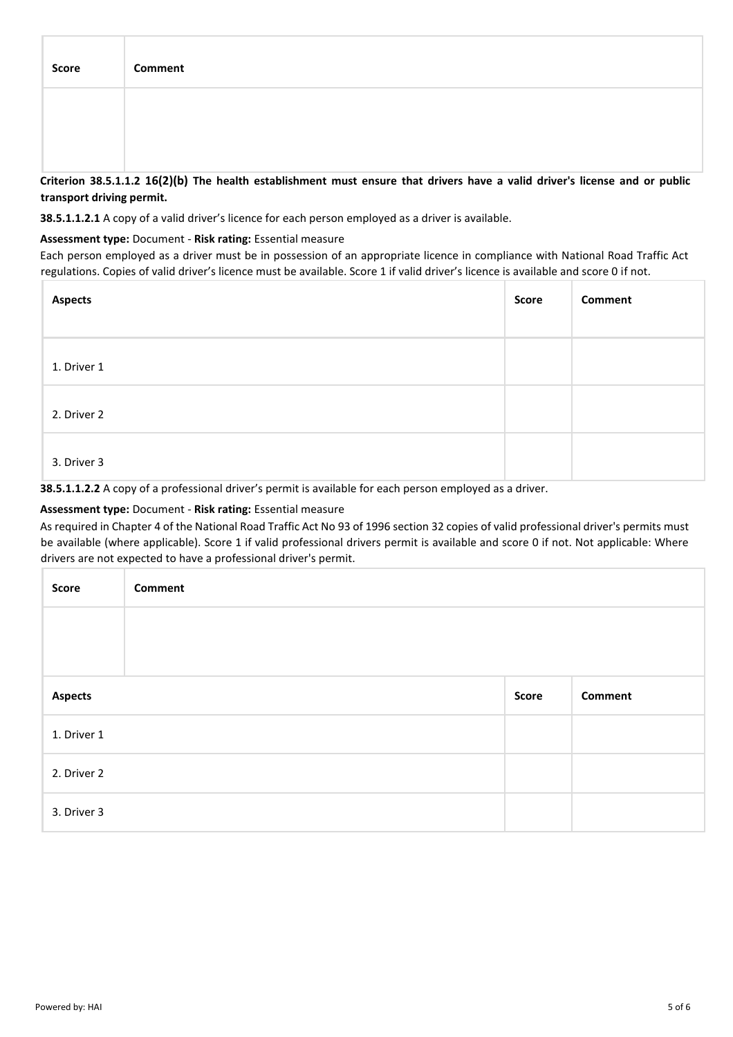| Score | Comment |
| --- | --- |
| | |

**Criterion 38.5.1.1.2 16(2)(b) The health establishment must ensure that drivers have a valid driver's license and or public transport driving permit.**

**38.5.1.1.2.1** A copy of a valid driver's licence for each person employed as a driver is available.

**Assessment type:** Document - **Risk rating:** Essential measure

Each person employed as a driver must be in possession of an appropriate licence in compliance with National Road Traffic Act regulations. Copies of valid driver's licence must be available. Score 1 if valid driver's licence is available and score 0 if not.

| Aspects | Score | Comment |
| --- | --- | --- |
| 1. Driver 1 | | |
| 2. Driver 2 | | |
| 3. Driver 3 | | |

**38.5.1.1.2.2** A copy of a professional driver's permit is available for each person employed as a driver.

**Assessment type:** Document - **Risk rating:** Essential measure

As required in Chapter 4 of the National Road Traffic Act No 93 of 1996 section 32 copies of valid professional driver's permits must be available (where applicable). Score 1 if valid professional drivers permit is available and score 0 if not. Not applicable: Where drivers are not expected to have a professional driver's permit.

| Score | Comment |
| --- | --- |
| | |

| Aspects | Score | Comment |
| --- | --- | --- |
| 1. Driver 1 | | |
| 2. Driver 2 | | |
| 3. Driver 3 | | |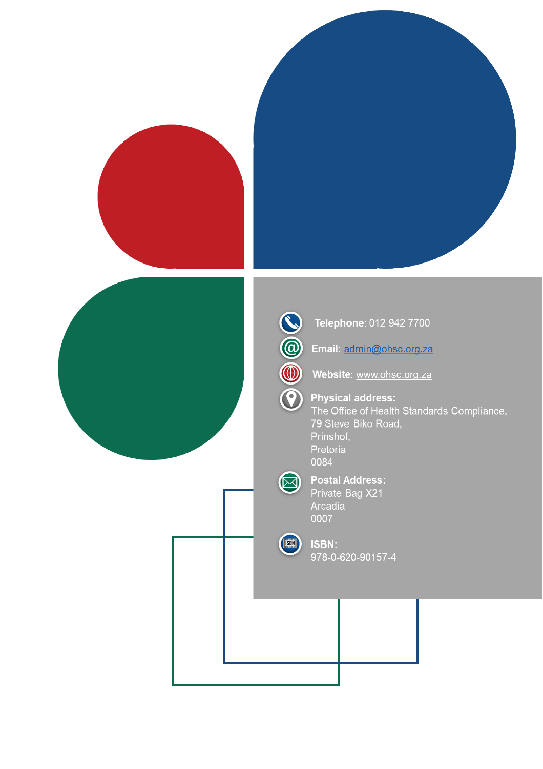**Telephone**: 012 942 7700

**Email**: admin@ohsc.org.za

**Website**: www.ohsc.org.za

**Physical address:**
The Office of Health Standards Compliance,
79 Steve Biko Road,
Prinshof,
Pretoria
0084

**Postal Address:**
Private Bag X21
Arcadia
0007

**ISBN:**
978-0-620-90157-4